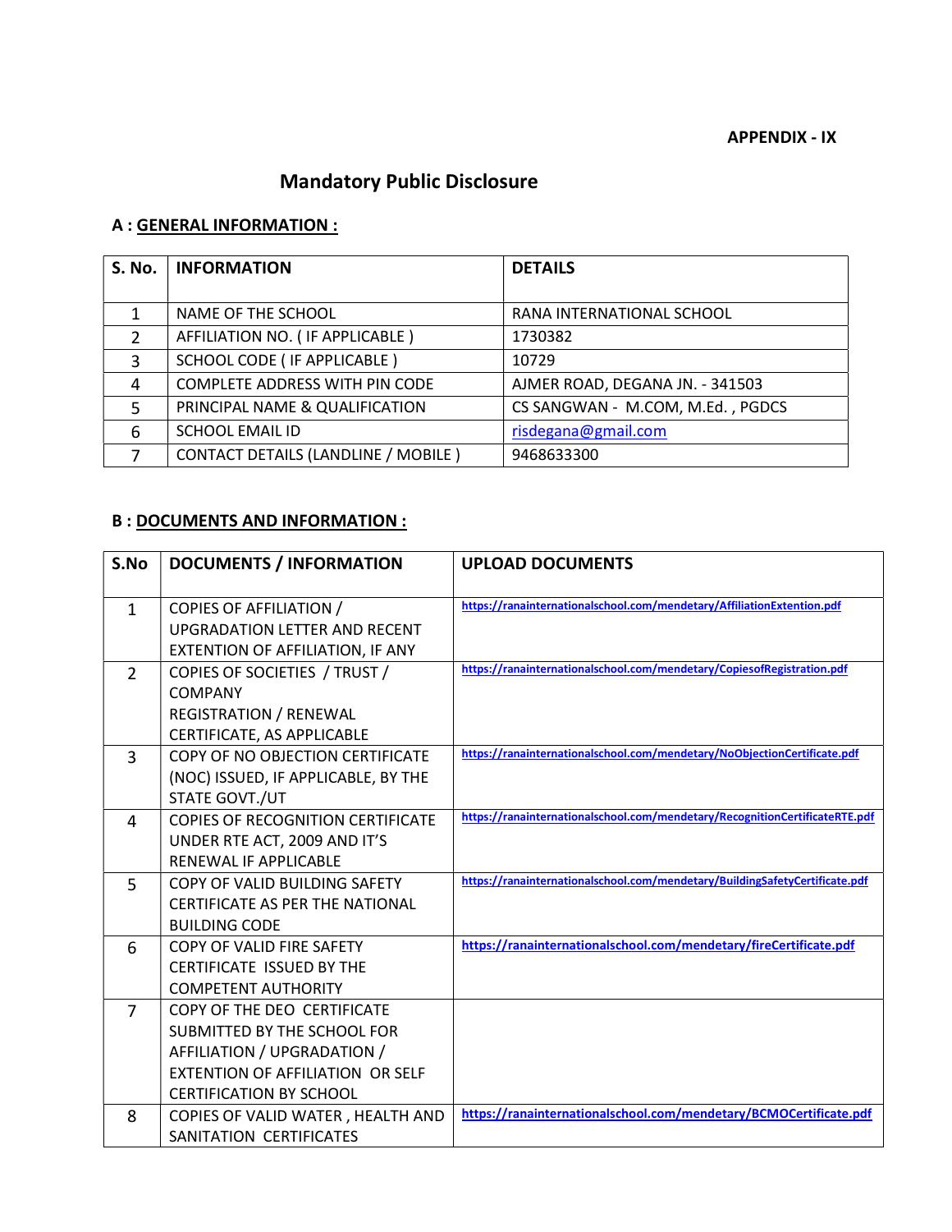**APPENDIX - IX**

# Mandatory Public Disclosure

## A : GENERAL INFORMATION :

| S. No. | INFORMATION | DETAILS |
|---|---|---|
| 1 | NAME OF THE SCHOOL | RANA INTERNATIONAL SCHOOL |
| 2 | AFFILIATION NO. ( IF APPLICABLE ) | 1730382 |
| 3 | SCHOOL CODE ( IF APPLICABLE ) | 10729 |
| 4 | COMPLETE ADDRESS WITH PIN CODE | AJMER ROAD, DEGANA JN. - 341503 |
| 5 | PRINCIPAL NAME & QUALIFICATION | CS SANGWAN - M.COM, M.Ed. , PGDCS |
| 6 | SCHOOL EMAIL ID | risdegana@gmail.com |
| 7 | CONTACT DETAILS (LANDLINE / MOBILE ) | 9468633300 |

## B : DOCUMENTS AND INFORMATION :

| S.No | DOCUMENTS / INFORMATION | UPLOAD DOCUMENTS |
|---|---|---|
| 1 | COPIES OF AFFILIATION / UPGRADATION LETTER AND RECENT EXTENTION OF AFFILIATION, IF ANY | https://ranainternationalschool.com/mendetary/AffiliationExtention.pdf |
| 2 | COPIES OF SOCIETIES / TRUST / COMPANY REGISTRATION / RENEWAL CERTIFICATE, AS APPLICABLE | https://ranainternationalschool.com/mendetary/CopiesofRegistration.pdf |
| 3 | COPY OF NO OBJECTION CERTIFICATE (NOC) ISSUED, IF APPLICABLE, BY THE STATE GOVT./UT | https://ranainternationalschool.com/mendetary/NoObjectionCertificate.pdf |
| 4 | COPIES OF RECOGNITION CERTIFICATE UNDER RTE ACT, 2009 AND IT'S RENEWAL IF APPLICABLE | https://ranainternationalschool.com/mendetary/RecognitionCertificateRTE.pdf |
| 5 | COPY OF VALID BUILDING SAFETY CERTIFICATE AS PER THE NATIONAL BUILDING CODE | https://ranainternationalschool.com/mendetary/BuildingSafetyCertificate.pdf |
| 6 | COPY OF VALID FIRE SAFETY CERTIFICATE ISSUED BY THE COMPETENT AUTHORITY | https://ranainternationalschool.com/mendetary/fireCertificate.pdf |
| 7 | COPY OF THE DEO CERTIFICATE SUBMITTED BY THE SCHOOL FOR AFFILIATION / UPGRADATION / EXTENTION OF AFFILIATION OR SELF CERTIFICATION BY SCHOOL | |
| 8 | COPIES OF VALID WATER , HEALTH AND SANITATION CERTIFICATES | https://ranainternationalschool.com/mendetary/BCMOCertificate.pdf |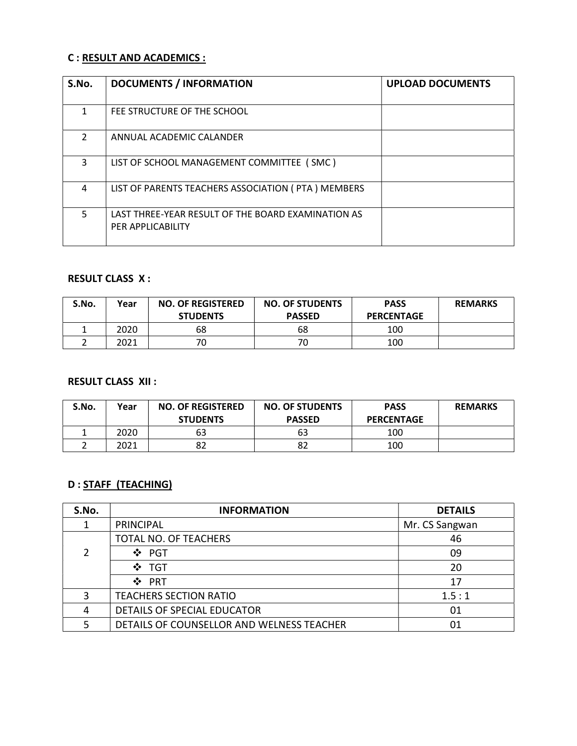### C : RESULT AND ACADEMICS :

| S.No. | DOCUMENTS / INFORMATION | UPLOAD DOCUMENTS |
|---|---|---|
| 1 | FEE STRUCTURE OF THE SCHOOL | |
| 2 | ANNUAL ACADEMIC CALANDER | |
| 3 | LIST OF SCHOOL MANAGEMENT COMMITTEE ( SMC ) | |
| 4 | LIST OF PARENTS TEACHERS ASSOCIATION ( PTA ) MEMBERS | |
| 5 | LAST THREE-YEAR RESULT OF THE BOARD EXAMINATION AS PER APPLICABILITY | |

**RESULT CLASS X :**

| S.No. | Year | NO. OF REGISTERED STUDENTS | NO. OF STUDENTS PASSED | PASS PERCENTAGE | REMARKS |
|---|---|---|---|---|---|
| 1 | 2020 | 68 | 68 | 100 | |
| 2 | 2021 | 70 | 70 | 100 | |

**RESULT CLASS XII :**

| S.No. | Year | NO. OF REGISTERED STUDENTS | NO. OF STUDENTS PASSED | PASS PERCENTAGE | REMARKS |
|---|---|---|---|---|---|
| 1 | 2020 | 63 | 63 | 100 | |
| 2 | 2021 | 82 | 82 | 100 | |

### D : STAFF (TEACHING)

| S.No. | INFORMATION | DETAILS |
|---|---|---|
| 1 | PRINCIPAL | Mr. CS Sangwan |
| 2 | TOTAL NO. OF TEACHERS | 46 |
| | ❖ PGT | 09 |
| | ❖ TGT | 20 |
| | ❖ PRT | 17 |
| 3 | TEACHERS SECTION RATIO | 1.5 : 1 |
| 4 | DETAILS OF SPECIAL EDUCATOR | 01 |
| 5 | DETAILS OF COUNSELLOR AND WELNESS TEACHER | 01 |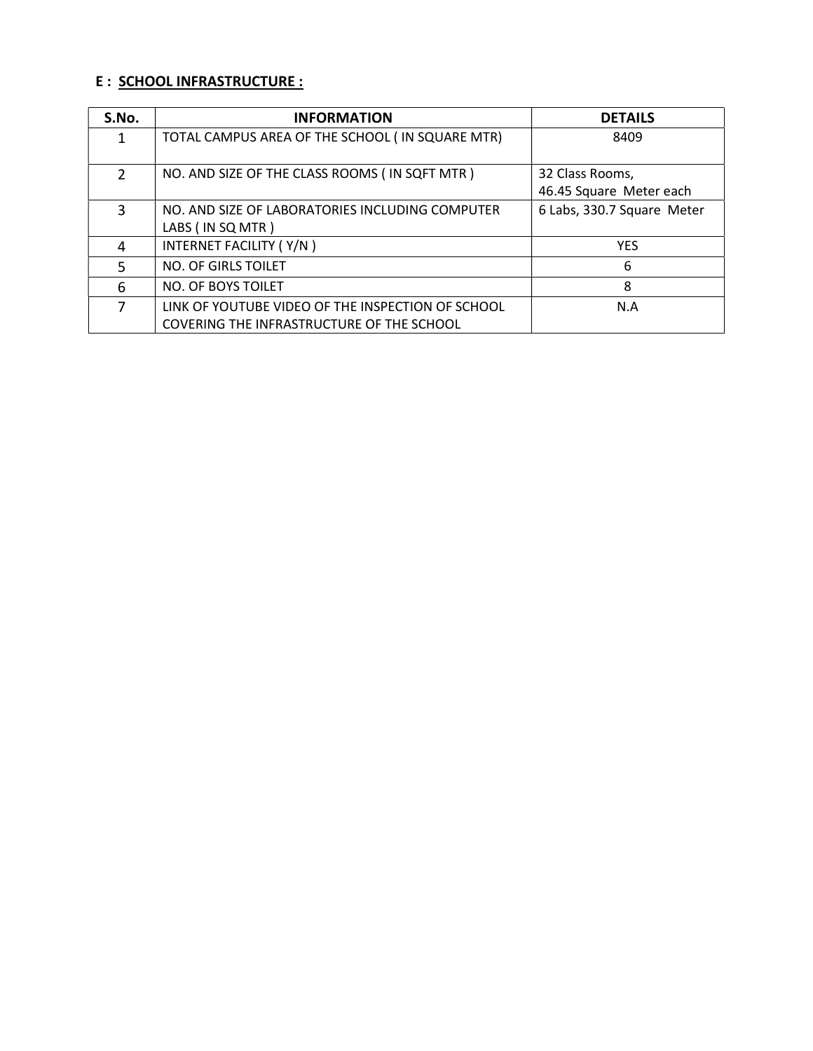## E : SCHOOL INFRASTRUCTURE :

| S.No. | INFORMATION | DETAILS |
|---|---|---|
| 1 | TOTAL CAMPUS AREA OF THE SCHOOL ( IN SQUARE MTR) | 8409 |
| 2 | NO. AND SIZE OF THE CLASS ROOMS ( IN SQFT MTR ) | 32 Class Rooms, 46.45 Square Meter each |
| 3 | NO. AND SIZE OF LABORATORIES INCLUDING COMPUTER LABS ( IN SQ MTR ) | 6 Labs, 330.7 Square Meter |
| 4 | INTERNET FACILITY ( Y/N ) | YES |
| 5 | NO. OF GIRLS TOILET | 6 |
| 6 | NO. OF BOYS TOILET | 8 |
| 7 | LINK OF YOUTUBE VIDEO OF THE INSPECTION OF SCHOOL COVERING THE INFRASTRUCTURE OF THE SCHOOL | N.A |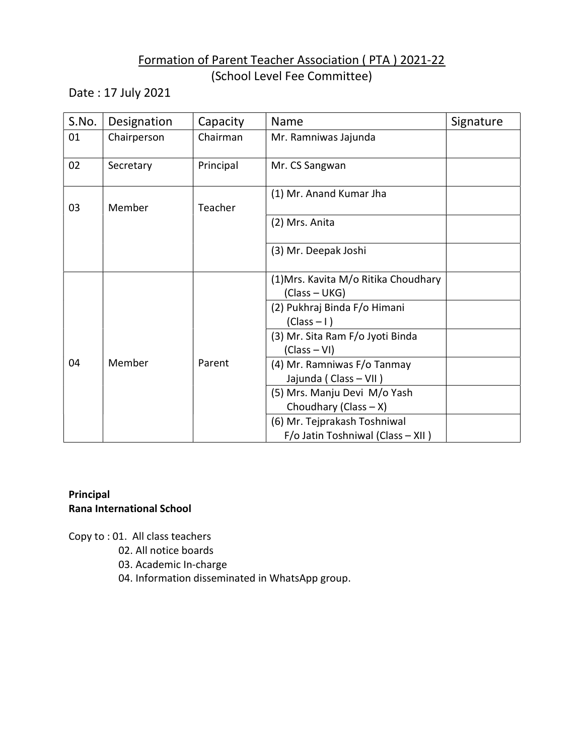## Formation of Parent Teacher Association ( PTA ) 2021-22
(School Level Fee Committee)

Date : 17 July 2021

| S.No. | Designation | Capacity | Name | Signature |
|---|---|---|---|---|
| 01 | Chairperson | Chairman | Mr. Ramniwas Jajunda | |
| 02 | Secretary | Principal | Mr. CS Sangwan | |
| 03 | Member | Teacher | (1) Mr. Anand Kumar Jha | |
| | | | (2) Mrs. Anita | |
| | | | (3) Mr. Deepak Joshi | |
| 04 | Member | Parent | (1)Mrs. Kavita M/o Ritika Choudhary (Class – UKG) | |
| | | | (2) Pukhraj Binda F/o Himani (Class – I ) | |
| | | | (3) Mr. Sita Ram F/o Jyoti Binda (Class – VI) | |
| | | | (4) Mr. Ramniwas F/o Tanmay Jajunda ( Class – VII ) | |
| | | | (5) Mrs. Manju Devi M/o Yash Choudhary (Class – X) | |
| | | | (6) Mr. Tejprakash Toshniwal F/o Jatin Toshniwal (Class – XII ) | |

**Principal**
**Rana International School**

Copy to : 01. All class teachers
02. All notice boards
03. Academic In-charge
04. Information disseminated in WhatsApp group.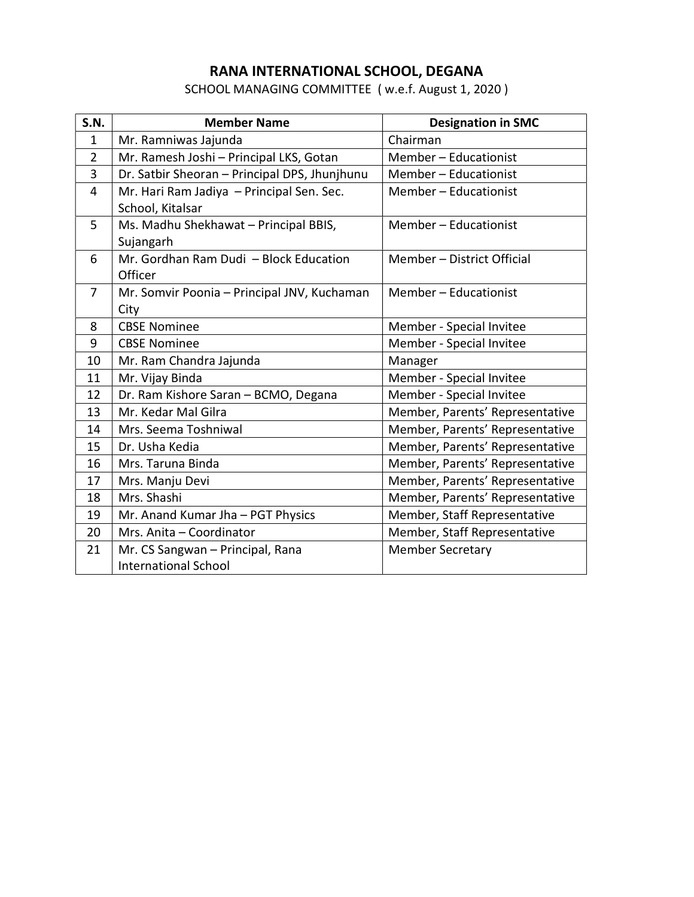# RANA INTERNATIONAL SCHOOL, DEGANA

SCHOOL MANAGING COMMITTEE ( w.e.f. August 1, 2020 )

| S.N. | Member Name | Designation in SMC |
|---|---|---|
| 1 | Mr. Ramniwas Jajunda | Chairman |
| 2 | Mr. Ramesh Joshi – Principal LKS, Gotan | Member – Educationist |
| 3 | Dr. Satbir Sheoran – Principal DPS, Jhunjhunu | Member – Educationist |
| 4 | Mr. Hari Ram Jadiya – Principal Sen. Sec. School, Kitalsar | Member – Educationist |
| 5 | Ms. Madhu Shekhawat – Principal BBIS, Sujangarh | Member – Educationist |
| 6 | Mr. Gordhan Ram Dudi – Block Education Officer | Member – District Official |
| 7 | Mr. Somvir Poonia – Principal JNV, Kuchaman City | Member – Educationist |
| 8 | CBSE Nominee | Member - Special Invitee |
| 9 | CBSE Nominee | Member - Special Invitee |
| 10 | Mr. Ram Chandra Jajunda | Manager |
| 11 | Mr. Vijay Binda | Member - Special Invitee |
| 12 | Dr. Ram Kishore Saran – BCMO, Degana | Member - Special Invitee |
| 13 | Mr. Kedar Mal Gilra | Member, Parents' Representative |
| 14 | Mrs. Seema Toshniwal | Member, Parents' Representative |
| 15 | Dr. Usha Kedia | Member, Parents' Representative |
| 16 | Mrs. Taruna Binda | Member, Parents' Representative |
| 17 | Mrs. Manju Devi | Member, Parents' Representative |
| 18 | Mrs. Shashi | Member, Parents' Representative |
| 19 | Mr. Anand Kumar Jha – PGT Physics | Member, Staff Representative |
| 20 | Mrs. Anita – Coordinator | Member, Staff Representative |
| 21 | Mr. CS Sangwan – Principal, Rana International School | Member Secretary |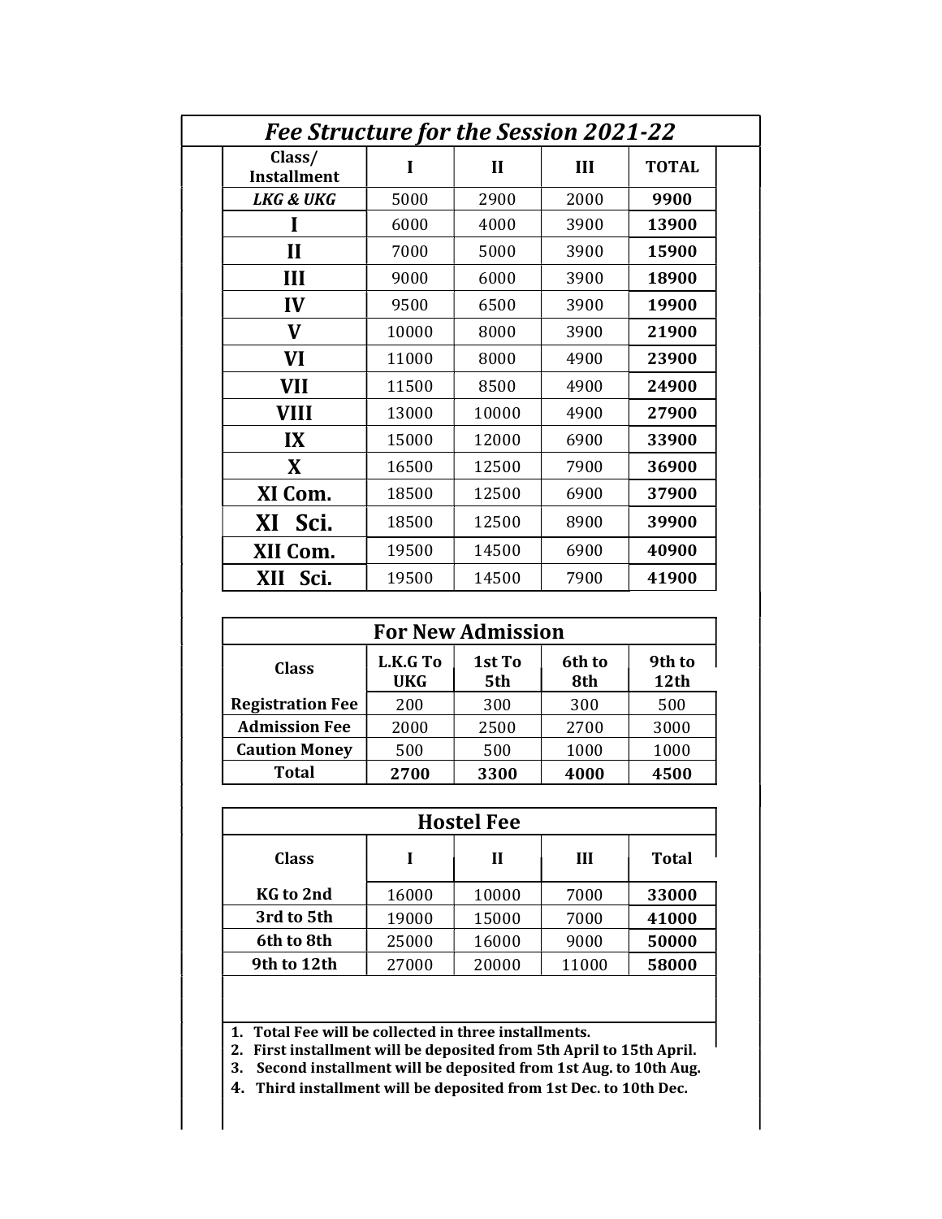# *Fee Structure for the Session 2021-22*

| Class/ Installment | I | II | III | TOTAL |
|---|---|---|---|---|
| ***LKG & UKG*** | 5000 | 2900 | 2000 | **9900** |
| **I** | 6000 | 4000 | 3900 | **13900** |
| **II** | 7000 | 5000 | 3900 | **15900** |
| **III** | 9000 | 6000 | 3900 | **18900** |
| **IV** | 9500 | 6500 | 3900 | **19900** |
| **V** | 10000 | 8000 | 3900 | **21900** |
| **VI** | 11000 | 8000 | 4900 | **23900** |
| **VII** | 11500 | 8500 | 4900 | **24900** |
| **VIII** | 13000 | 10000 | 4900 | **27900** |
| **IX** | 15000 | 12000 | 6900 | **33900** |
| **X** | 16500 | 12500 | 7900 | **36900** |
| **XI Com.** | 18500 | 12500 | 6900 | **37900** |
| **XI Sci.** | 18500 | 12500 | 8900 | **39900** |
| **XII Com.** | 19500 | 14500 | 6900 | **40900** |
| **XII Sci.** | 19500 | 14500 | 7900 | **41900** |

## For New Admission

| Class | L.K.G To UKG | 1st To 5th | 6th to 8th | 9th to 12th |
|---|---|---|---|---|
| **Registration Fee** | 200 | 300 | 300 | 500 |
| **Admission Fee** | 2000 | 2500 | 2700 | 3000 |
| **Caution Money** | 500 | 500 | 1000 | 1000 |
| **Total** | **2700** | **3300** | **4000** | **4500** |

## Hostel Fee

| Class | I | II | III | Total |
|---|---|---|---|---|
| **KG to 2nd** | 16000 | 10000 | 7000 | **33000** |
| **3rd to 5th** | 19000 | 15000 | 7000 | **41000** |
| **6th to 8th** | 25000 | 16000 | 9000 | **50000** |
| **9th to 12th** | 27000 | 20000 | 11000 | **58000** |

1. **Total Fee will be collected in three installments.**
2. **First installment will be deposited from 5th April to 15th April.**
3. **Second installment will be deposited from 1st Aug. to 10th Aug.**
4. **Third installment will be deposited from 1st Dec. to 10th Dec.**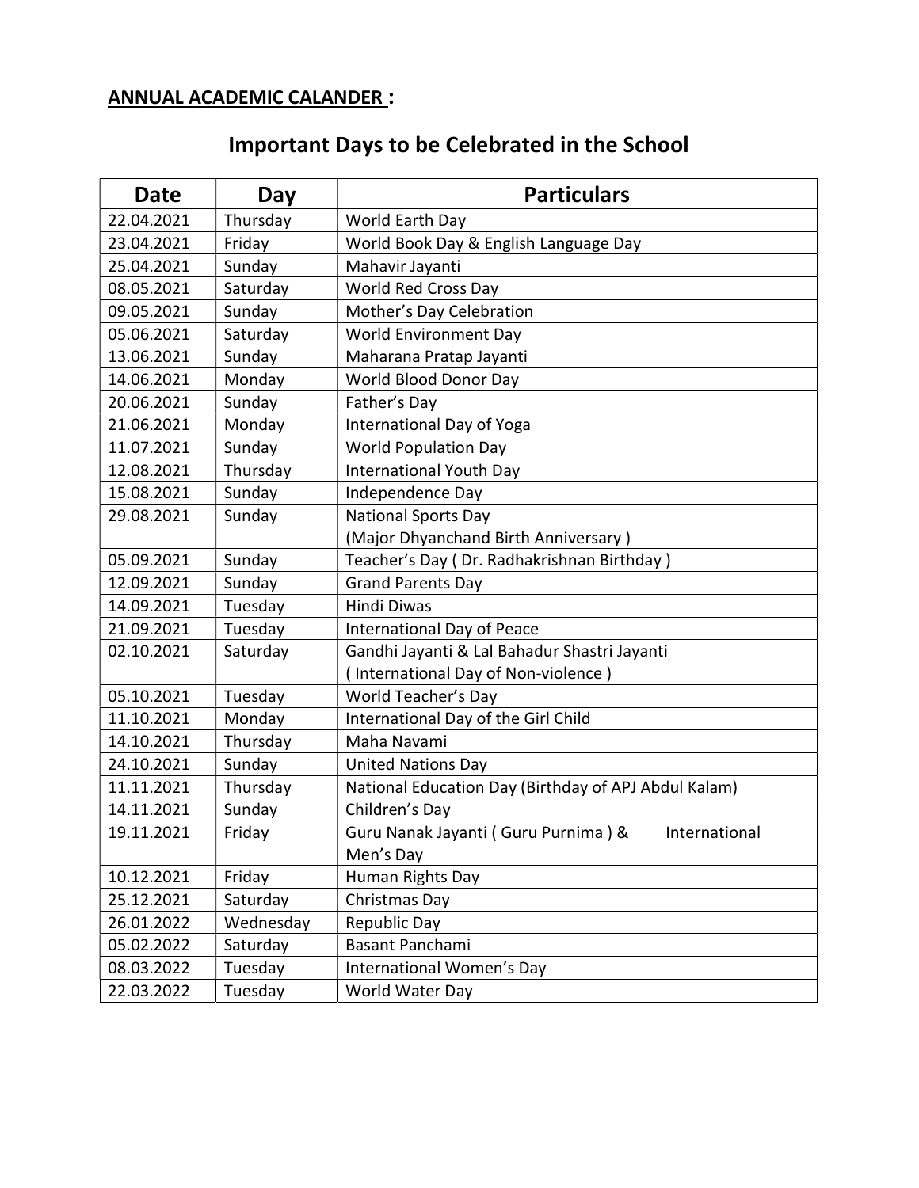**ANNUAL ACADEMIC CALANDER :**

# Important Days to be Celebrated in the School

| Date | Day | Particulars |
|---|---|---|
| 22.04.2021 | Thursday | World Earth Day |
| 23.04.2021 | Friday | World Book Day & English Language Day |
| 25.04.2021 | Sunday | Mahavir Jayanti |
| 08.05.2021 | Saturday | World Red Cross Day |
| 09.05.2021 | Sunday | Mother's Day Celebration |
| 05.06.2021 | Saturday | World Environment Day |
| 13.06.2021 | Sunday | Maharana Pratap Jayanti |
| 14.06.2021 | Monday | World Blood Donor Day |
| 20.06.2021 | Sunday | Father's Day |
| 21.06.2021 | Monday | International Day of Yoga |
| 11.07.2021 | Sunday | World Population Day |
| 12.08.2021 | Thursday | International Youth Day |
| 15.08.2021 | Sunday | Independence Day |
| 29.08.2021 | Sunday | National Sports Day (Major Dhyanchand Birth Anniversary ) |
| 05.09.2021 | Sunday | Teacher's Day ( Dr. Radhakrishnan Birthday ) |
| 12.09.2021 | Sunday | Grand Parents Day |
| 14.09.2021 | Tuesday | Hindi Diwas |
| 21.09.2021 | Tuesday | International Day of Peace |
| 02.10.2021 | Saturday | Gandhi Jayanti & Lal Bahadur Shastri Jayanti ( International Day of Non-violence ) |
| 05.10.2021 | Tuesday | World Teacher's Day |
| 11.10.2021 | Monday | International Day of the Girl Child |
| 14.10.2021 | Thursday | Maha Navami |
| 24.10.2021 | Sunday | United Nations Day |
| 11.11.2021 | Thursday | National Education Day (Birthday of APJ Abdul Kalam) |
| 14.11.2021 | Sunday | Children's Day |
| 19.11.2021 | Friday | Guru Nanak Jayanti ( Guru Purnima ) & International Men's Day |
| 10.12.2021 | Friday | Human Rights Day |
| 25.12.2021 | Saturday | Christmas Day |
| 26.01.2022 | Wednesday | Republic Day |
| 05.02.2022 | Saturday | Basant Panchami |
| 08.03.2022 | Tuesday | International Women's Day |
| 22.03.2022 | Tuesday | World Water Day |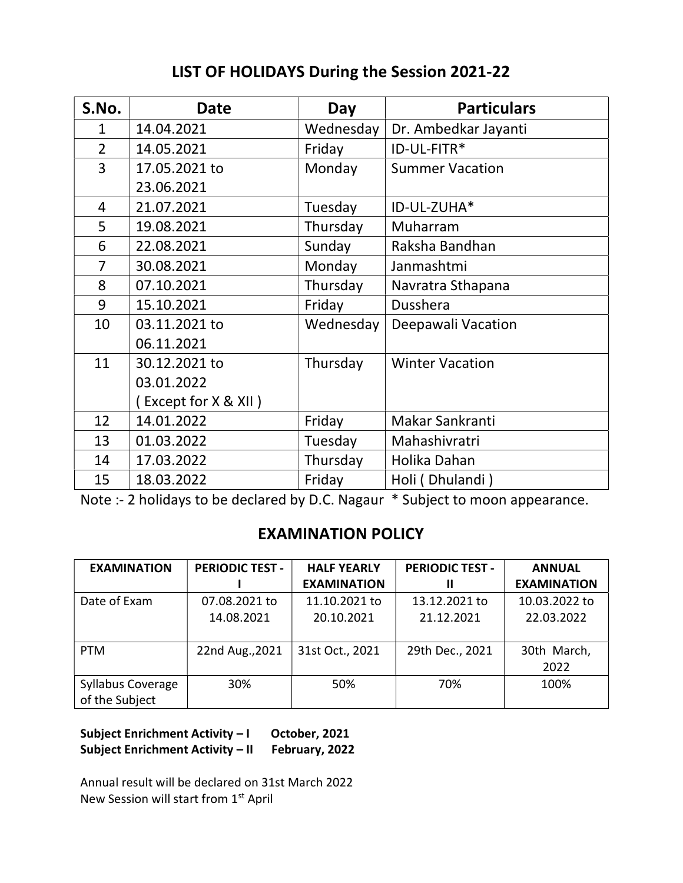## LIST OF HOLIDAYS During the Session 2021-22

| S.No. | Date | Day | Particulars |
|---|---|---|---|
| 1 | 14.04.2021 | Wednesday | Dr. Ambedkar Jayanti |
| 2 | 14.05.2021 | Friday | ID-UL-FITR* |
| 3 | 17.05.2021 to 23.06.2021 | Monday | Summer Vacation |
| 4 | 21.07.2021 | Tuesday | ID-UL-ZUHA* |
| 5 | 19.08.2021 | Thursday | Muharram |
| 6 | 22.08.2021 | Sunday | Raksha Bandhan |
| 7 | 30.08.2021 | Monday | Janmashtmi |
| 8 | 07.10.2021 | Thursday | Navratra Sthapana |
| 9 | 15.10.2021 | Friday | Dusshera |
| 10 | 03.11.2021 to 06.11.2021 | Wednesday | Deepawali Vacation |
| 11 | 30.12.2021 to 03.01.2022 ( Except for X & XII ) | Thursday | Winter Vacation |
| 12 | 14.01.2022 | Friday | Makar Sankranti |
| 13 | 01.03.2022 | Tuesday | Mahashivratri |
| 14 | 17.03.2022 | Thursday | Holika Dahan |
| 15 | 18.03.2022 | Friday | Holi ( Dhulandi ) |

Note :- 2 holidays to be declared by D.C. Nagaur * Subject to moon appearance.

## EXAMINATION POLICY

| EXAMINATION | PERIODIC TEST - I | HALF YEARLY EXAMINATION | PERIODIC TEST - II | ANNUAL EXAMINATION |
|---|---|---|---|---|
| Date of Exam | 07.08.2021 to 14.08.2021 | 11.10.2021 to 20.10.2021 | 13.12.2021 to 21.12.2021 | 10.03.2022 to 22.03.2022 |
| PTM | 22nd Aug.,2021 | 31st Oct., 2021 | 29th Dec., 2021 | 30th March, 2022 |
| Syllabus Coverage of the Subject | 30% | 50% | 70% | 100% |

**Subject Enrichment Activity – I October, 2021**
**Subject Enrichment Activity – II February, 2022**

Annual result will be declared on 31st March 2022
New Session will start from 1st April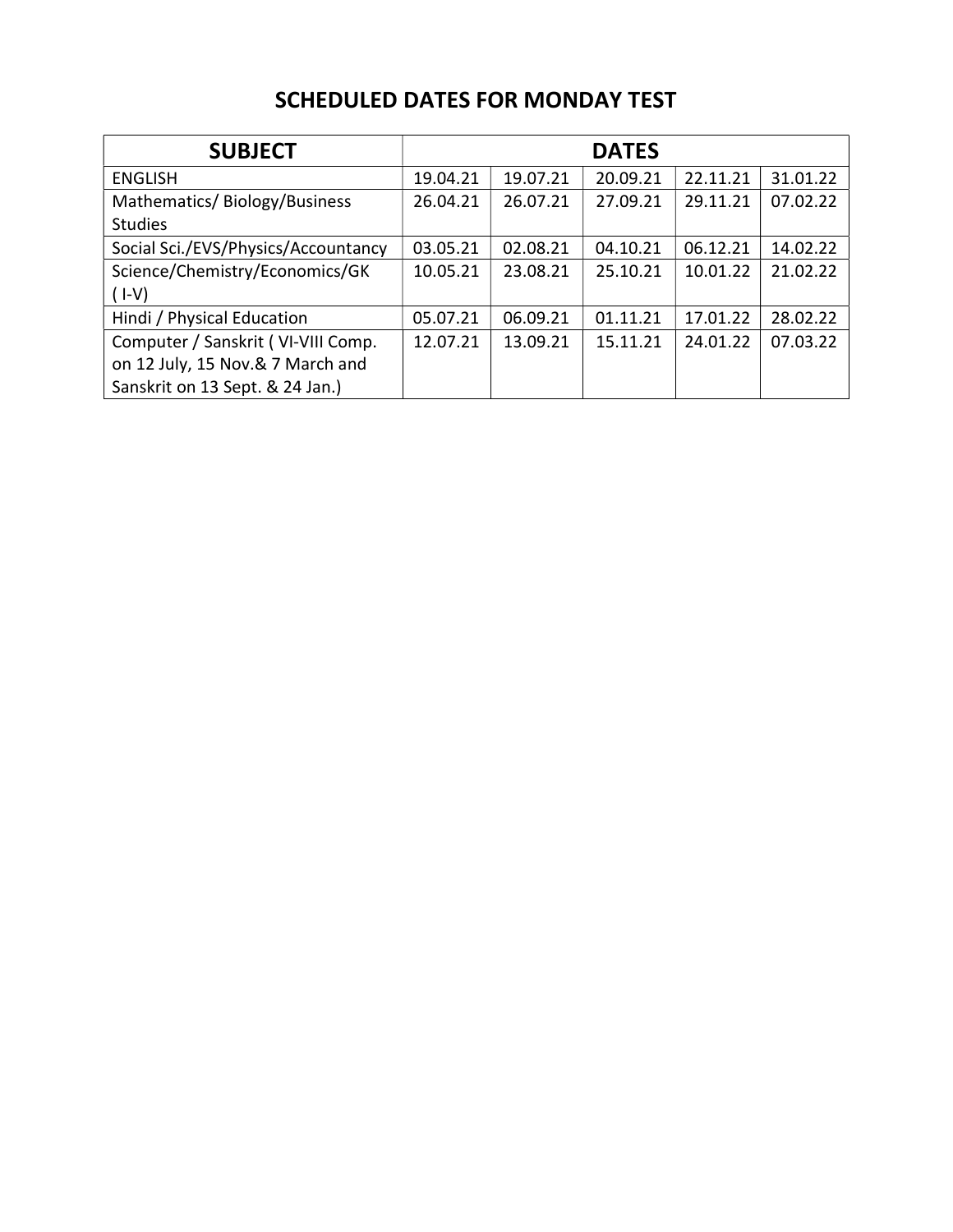# SCHEDULED DATES FOR MONDAY TEST

| SUBJECT | DATES | | | | |
|---|---|---|---|---|---|
| ENGLISH | 19.04.21 | 19.07.21 | 20.09.21 | 22.11.21 | 31.01.22 |
| Mathematics/ Biology/Business Studies | 26.04.21 | 26.07.21 | 27.09.21 | 29.11.21 | 07.02.22 |
| Social Sci./EVS/Physics/Accountancy | 03.05.21 | 02.08.21 | 04.10.21 | 06.12.21 | 14.02.22 |
| Science/Chemistry/Economics/GK ( I-V) | 10.05.21 | 23.08.21 | 25.10.21 | 10.01.22 | 21.02.22 |
| Hindi / Physical Education | 05.07.21 | 06.09.21 | 01.11.21 | 17.01.22 | 28.02.22 |
| Computer / Sanskrit ( VI-VIII Comp. on 12 July, 15 Nov.& 7 March and Sanskrit on 13 Sept. & 24 Jan.) | 12.07.21 | 13.09.21 | 15.11.21 | 24.01.22 | 07.03.22 |